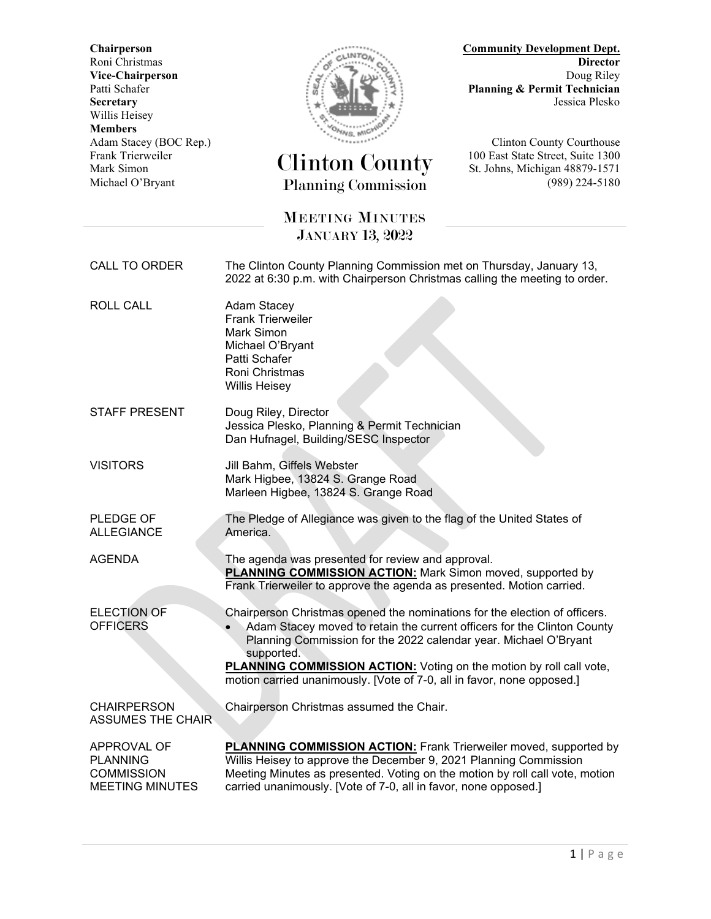**Chairperson**
Roni Christmas
**Vice-Chairperson**
Patti Schafer
**Secretary**
Willis Heisey
**Members**
Adam Stacey (BOC Rep.)
Frank Trierweiler
Mark Simon
Michael O'Bryant

# Clinton County
## Planning Commission

**Community Development Dept.**
**Director**
Doug Riley
**Planning & Permit Technician**
Jessica Plesko

Clinton County Courthouse
100 East State Street, Suite 1300
St. Johns, Michigan 48879-1571
(989) 224-5180

## MEETING MINUTES
## JANUARY 13, 2022

| | |
|---|---|
| CALL TO ORDER | The Clinton County Planning Commission met on Thursday, January 13, 2022 at 6:30 p.m. with Chairperson Christmas calling the meeting to order. |
| ROLL CALL | Adam Stacey<br>Frank Trierweiler<br>Mark Simon<br>Michael O'Bryant<br>Patti Schafer<br>Roni Christmas<br>Willis Heisey |
| STAFF PRESENT | Doug Riley, Director<br>Jessica Plesko, Planning & Permit Technician<br>Dan Hufnagel, Building/SESC Inspector |
| VISITORS | Jill Bahm, Giffels Webster<br>Mark Higbee, 13824 S. Grange Road<br>Marleen Higbee, 13824 S. Grange Road |
| PLEDGE OF ALLEGIANCE | The Pledge of Allegiance was given to the flag of the United States of America. |
| AGENDA | The agenda was presented for review and approval.<br>**PLANNING COMMISSION ACTION:** Mark Simon moved, supported by Frank Trierweiler to approve the agenda as presented. Motion carried. |
| ELECTION OF OFFICERS | Chairperson Christmas opened the nominations for the election of officers.<br>• Adam Stacey moved to retain the current officers for the Clinton County Planning Commission for the 2022 calendar year. Michael O'Bryant supported.<br>**PLANNING COMMISSION ACTION:** Voting on the motion by roll call vote, motion carried unanimously. [Vote of 7-0, all in favor, none opposed.] |
| CHAIRPERSON ASSUMES THE CHAIR | Chairperson Christmas assumed the Chair. |
| APPROVAL OF PLANNING COMMISSION MEETING MINUTES | **PLANNING COMMISSION ACTION:** Frank Trierweiler moved, supported by Willis Heisey to approve the December 9, 2021 Planning Commission Meeting Minutes as presented. Voting on the motion by roll call vote, motion carried unanimously. [Vote of 7-0, all in favor, none opposed.] |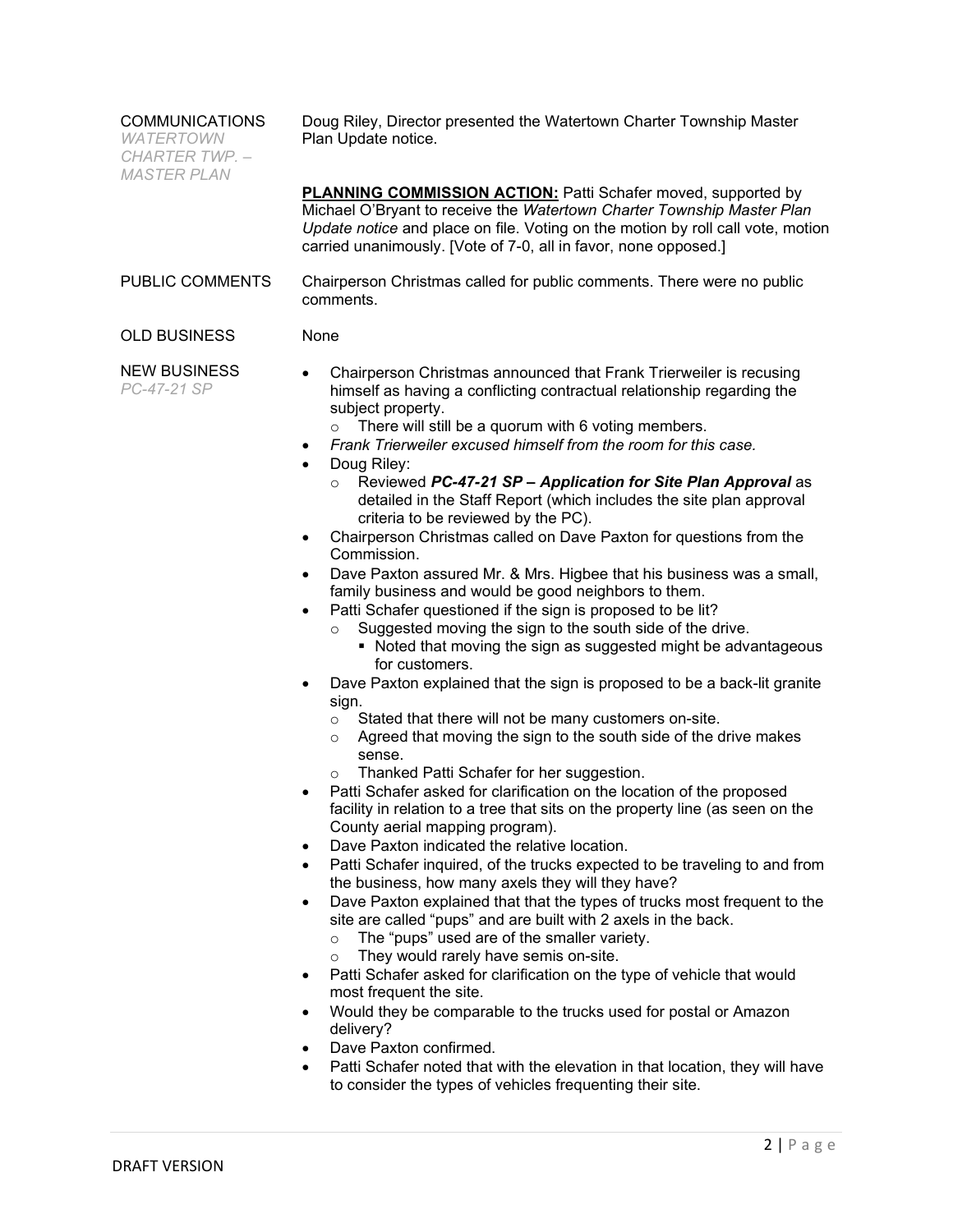**COMMUNICATIONS**
*WATERTOWN CHARTER TWP. – MASTER PLAN*

Doug Riley, Director presented the Watertown Charter Township Master Plan Update notice.

**PLANNING COMMISSION ACTION:** Patti Schafer moved, supported by Michael O'Bryant to receive the *Watertown Charter Township Master Plan Update notice* and place on file. Voting on the motion by roll call vote, motion carried unanimously. [Vote of 7-0, all in favor, none opposed.]

**PUBLIC COMMENTS**

Chairperson Christmas called for public comments. There were no public comments.

**OLD BUSINESS**

None

**NEW BUSINESS**
*PC-47-21 SP*

- Chairperson Christmas announced that Frank Trierweiler is recusing himself as having a conflicting contractual relationship regarding the subject property.
  - There will still be a quorum with 6 voting members.
- *Frank Trierweiler excused himself from the room for this case.*
- Doug Riley:
  - Reviewed ***PC-47-21 SP – Application for Site Plan Approval*** as detailed in the Staff Report (which includes the site plan approval criteria to be reviewed by the PC).
- Chairperson Christmas called on Dave Paxton for questions from the Commission.
- Dave Paxton assured Mr. & Mrs. Higbee that his business was a small, family business and would be good neighbors to them.
- Patti Schafer questioned if the sign is proposed to be lit?
  - Suggested moving the sign to the south side of the drive.
    - Noted that moving the sign as suggested might be advantageous for customers.
- Dave Paxton explained that the sign is proposed to be a back-lit granite sign.
  - Stated that there will not be many customers on-site.
  - Agreed that moving the sign to the south side of the drive makes sense.
  - Thanked Patti Schafer for her suggestion.
- Patti Schafer asked for clarification on the location of the proposed facility in relation to a tree that sits on the property line (as seen on the County aerial mapping program).
- Dave Paxton indicated the relative location.
- Patti Schafer inquired, of the trucks expected to be traveling to and from the business, how many axels they will they have?
- Dave Paxton explained that that the types of trucks most frequent to the site are called "pups" and are built with 2 axels in the back.
  - The "pups" used are of the smaller variety.
  - They would rarely have semis on-site.
- Patti Schafer asked for clarification on the type of vehicle that would most frequent the site.
- Would they be comparable to the trucks used for postal or Amazon delivery?
- Dave Paxton confirmed.
- Patti Schafer noted that with the elevation in that location, they will have to consider the types of vehicles frequenting their site.

DRAFT VERSION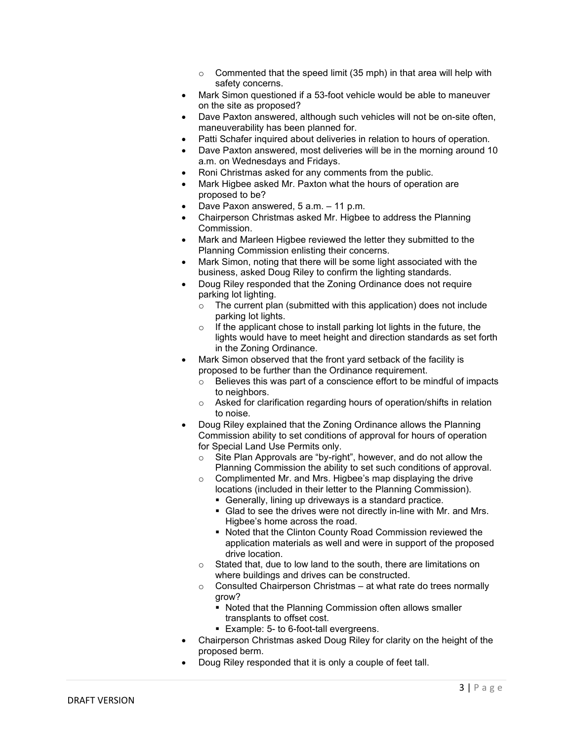- Commented that the speed limit (35 mph) in that area will help with safety concerns.
- Mark Simon questioned if a 53-foot vehicle would be able to maneuver on the site as proposed?
- Dave Paxton answered, although such vehicles will not be on-site often, maneuverability has been planned for.
- Patti Schafer inquired about deliveries in relation to hours of operation.
- Dave Paxton answered, most deliveries will be in the morning around 10 a.m. on Wednesdays and Fridays.
- Roni Christmas asked for any comments from the public.
- Mark Higbee asked Mr. Paxton what the hours of operation are proposed to be?
- Dave Paxon answered, 5 a.m. – 11 p.m.
- Chairperson Christmas asked Mr. Higbee to address the Planning Commission.
- Mark and Marleen Higbee reviewed the letter they submitted to the Planning Commission enlisting their concerns.
- Mark Simon, noting that there will be some light associated with the business, asked Doug Riley to confirm the lighting standards.
- Doug Riley responded that the Zoning Ordinance does not require parking lot lighting.
    - The current plan (submitted with this application) does not include parking lot lights.
    - If the applicant chose to install parking lot lights in the future, the lights would have to meet height and direction standards as set forth in the Zoning Ordinance.
- Mark Simon observed that the front yard setback of the facility is proposed to be further than the Ordinance requirement.
    - Believes this was part of a conscience effort to be mindful of impacts to neighbors.
    - Asked for clarification regarding hours of operation/shifts in relation to noise.
- Doug Riley explained that the Zoning Ordinance allows the Planning Commission ability to set conditions of approval for hours of operation for Special Land Use Permits only.
    - Site Plan Approvals are "by-right", however, and do not allow the Planning Commission the ability to set such conditions of approval.
    - Complimented Mr. and Mrs. Higbee's map displaying the drive locations (included in their letter to the Planning Commission).
        - Generally, lining up driveways is a standard practice.
        - Glad to see the drives were not directly in-line with Mr. and Mrs. Higbee's home across the road.
        - Noted that the Clinton County Road Commission reviewed the application materials as well and were in support of the proposed drive location.
    - Stated that, due to low land to the south, there are limitations on where buildings and drives can be constructed.
    - Consulted Chairperson Christmas – at what rate do trees normally grow?
        - Noted that the Planning Commission often allows smaller transplants to offset cost.
        - Example: 5- to 6-foot-tall evergreens.
- Chairperson Christmas asked Doug Riley for clarity on the height of the proposed berm.
- Doug Riley responded that it is only a couple of feet tall.

DRAFT VERSION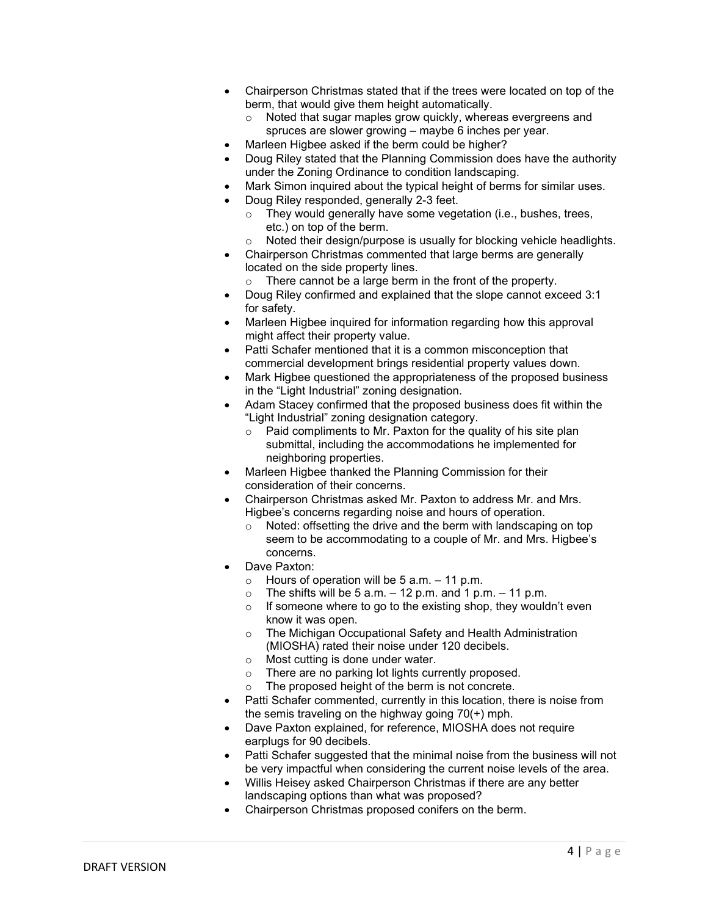- Chairperson Christmas stated that if the trees were located on top of the berm, that would give them height automatically.
  - Noted that sugar maples grow quickly, whereas evergreens and spruces are slower growing – maybe 6 inches per year.
- Marleen Higbee asked if the berm could be higher?
- Doug Riley stated that the Planning Commission does have the authority under the Zoning Ordinance to condition landscaping.
- Mark Simon inquired about the typical height of berms for similar uses.
- Doug Riley responded, generally 2-3 feet.
  - They would generally have some vegetation (i.e., bushes, trees, etc.) on top of the berm.
  - Noted their design/purpose is usually for blocking vehicle headlights.
- Chairperson Christmas commented that large berms are generally located on the side property lines.
  - There cannot be a large berm in the front of the property.
- Doug Riley confirmed and explained that the slope cannot exceed 3:1 for safety.
- Marleen Higbee inquired for information regarding how this approval might affect their property value.
- Patti Schafer mentioned that it is a common misconception that commercial development brings residential property values down.
- Mark Higbee questioned the appropriateness of the proposed business in the "Light Industrial" zoning designation.
- Adam Stacey confirmed that the proposed business does fit within the "Light Industrial" zoning designation category.
  - Paid compliments to Mr. Paxton for the quality of his site plan submittal, including the accommodations he implemented for neighboring properties.
- Marleen Higbee thanked the Planning Commission for their consideration of their concerns.
- Chairperson Christmas asked Mr. Paxton to address Mr. and Mrs. Higbee's concerns regarding noise and hours of operation.
  - Noted: offsetting the drive and the berm with landscaping on top seem to be accommodating to a couple of Mr. and Mrs. Higbee's concerns.
- Dave Paxton:
  - Hours of operation will be 5 a.m. – 11 p.m.
  - The shifts will be 5 a.m. – 12 p.m. and 1 p.m. – 11 p.m.
  - If someone where to go to the existing shop, they wouldn't even know it was open.
  - The Michigan Occupational Safety and Health Administration (MIOSHA) rated their noise under 120 decibels.
  - Most cutting is done under water.
  - There are no parking lot lights currently proposed.
  - The proposed height of the berm is not concrete.
- Patti Schafer commented, currently in this location, there is noise from the semis traveling on the highway going 70(+) mph.
- Dave Paxton explained, for reference, MIOSHA does not require earplugs for 90 decibels.
- Patti Schafer suggested that the minimal noise from the business will not be very impactful when considering the current noise levels of the area.
- Willis Heisey asked Chairperson Christmas if there are any better landscaping options than what was proposed?
- Chairperson Christmas proposed conifers on the berm.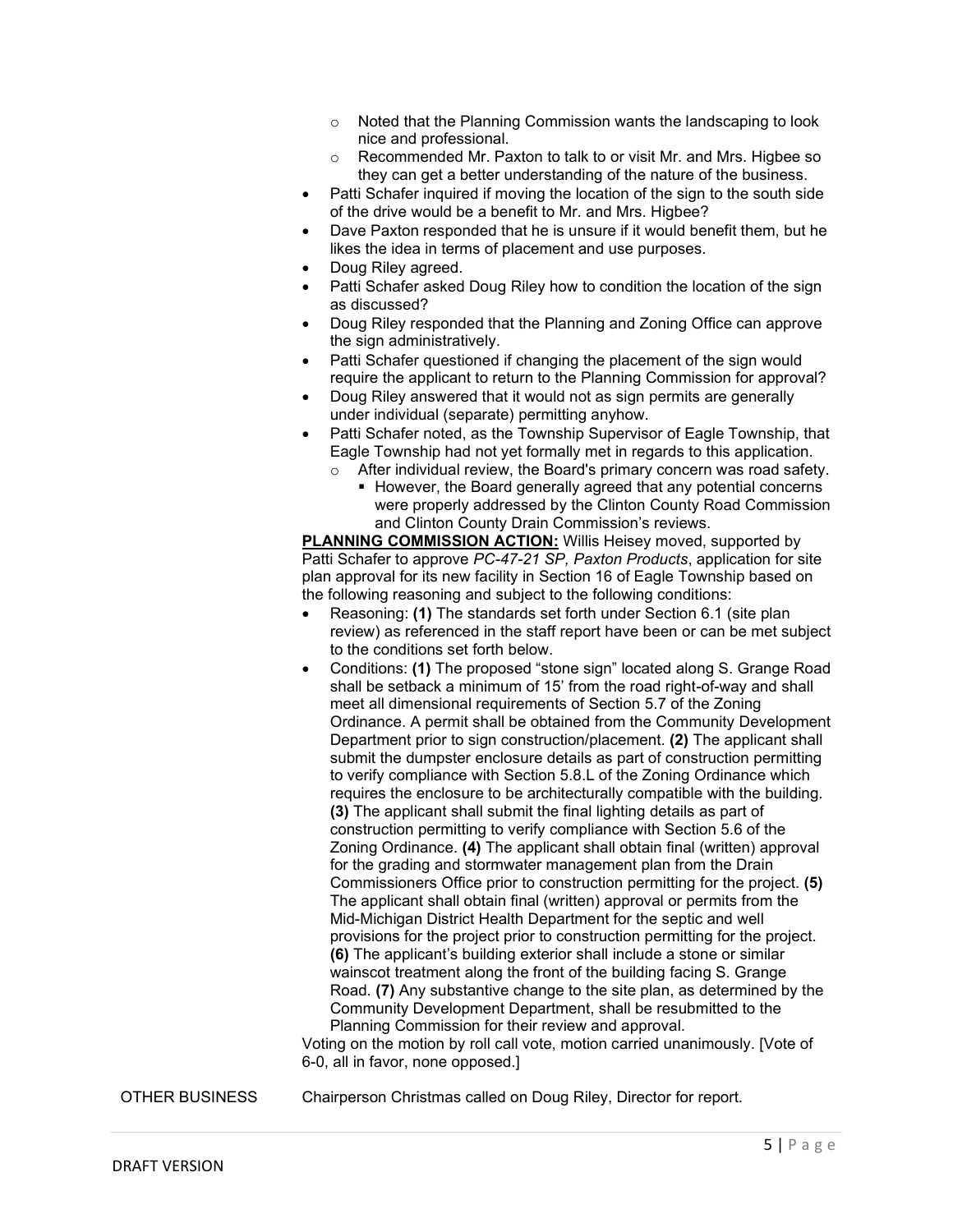- Noted that the Planning Commission wants the landscaping to look nice and professional.
  - Recommended Mr. Paxton to talk to or visit Mr. and Mrs. Higbee so they can get a better understanding of the nature of the business.
- Patti Schafer inquired if moving the location of the sign to the south side of the drive would be a benefit to Mr. and Mrs. Higbee?
- Dave Paxton responded that he is unsure if it would benefit them, but he likes the idea in terms of placement and use purposes.
- Doug Riley agreed.
- Patti Schafer asked Doug Riley how to condition the location of the sign as discussed?
- Doug Riley responded that the Planning and Zoning Office can approve the sign administratively.
- Patti Schafer questioned if changing the placement of the sign would require the applicant to return to the Planning Commission for approval?
- Doug Riley answered that it would not as sign permits are generally under individual (separate) permitting anyhow.
- Patti Schafer noted, as the Township Supervisor of Eagle Township, that Eagle Township had not yet formally met in regards to this application.
  - After individual review, the Board's primary concern was road safety.
    - However, the Board generally agreed that any potential concerns were properly addressed by the Clinton County Road Commission and Clinton County Drain Commission's reviews.

**PLANNING COMMISSION ACTION:** Willis Heisey moved, supported by Patti Schafer to approve *PC-47-21 SP, Paxton Products*, application for site plan approval for its new facility in Section 16 of Eagle Township based on the following reasoning and subject to the following conditions:

- Reasoning: **(1)** The standards set forth under Section 6.1 (site plan review) as referenced in the staff report have been or can be met subject to the conditions set forth below.
- Conditions: **(1)** The proposed "stone sign" located along S. Grange Road shall be setback a minimum of 15' from the road right-of-way and shall meet all dimensional requirements of Section 5.7 of the Zoning Ordinance. A permit shall be obtained from the Community Development Department prior to sign construction/placement. **(2)** The applicant shall submit the dumpster enclosure details as part of construction permitting to verify compliance with Section 5.8.L of the Zoning Ordinance which requires the enclosure to be architecturally compatible with the building. **(3)** The applicant shall submit the final lighting details as part of construction permitting to verify compliance with Section 5.6 of the Zoning Ordinance. **(4)** The applicant shall obtain final (written) approval for the grading and stormwater management plan from the Drain Commissioners Office prior to construction permitting for the project. **(5)** The applicant shall obtain final (written) approval or permits from the Mid-Michigan District Health Department for the septic and well provisions for the project prior to construction permitting for the project. **(6)** The applicant's building exterior shall include a stone or similar wainscot treatment along the front of the building facing S. Grange Road. **(7)** Any substantive change to the site plan, as determined by the Community Development Department, shall be resubmitted to the Planning Commission for their review and approval.

Voting on the motion by roll call vote, motion carried unanimously. [Vote of 6-0, all in favor, none opposed.]

OTHER BUSINESS Chairperson Christmas called on Doug Riley, Director for report.

DRAFT VERSION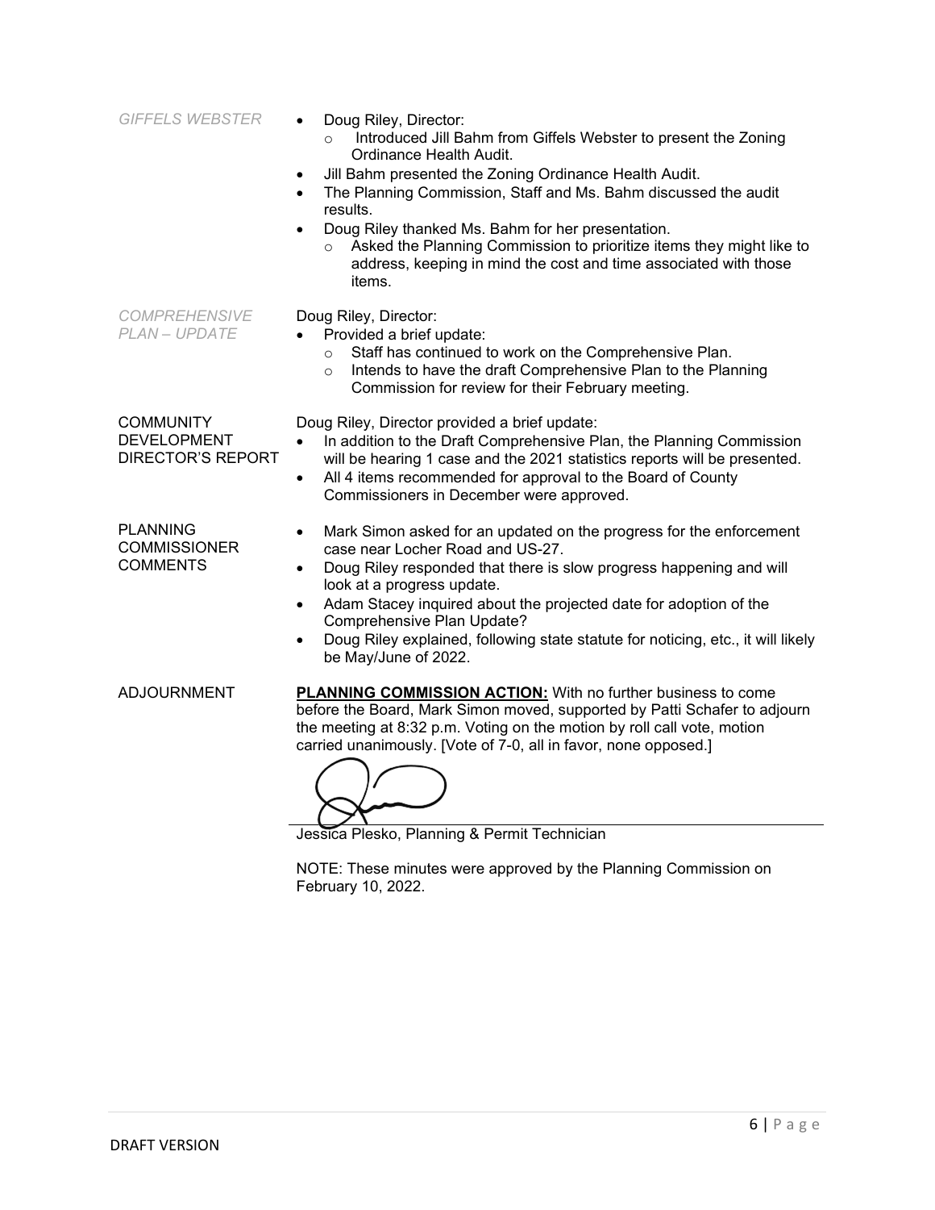*GIFFELS WEBSTER*

- Doug Riley, Director:
  - Introduced Jill Bahm from Giffels Webster to present the Zoning Ordinance Health Audit.
- Jill Bahm presented the Zoning Ordinance Health Audit.
- The Planning Commission, Staff and Ms. Bahm discussed the audit results.
- Doug Riley thanked Ms. Bahm for her presentation.
  - Asked the Planning Commission to prioritize items they might like to address, keeping in mind the cost and time associated with those items.

*COMPREHENSIVE PLAN – UPDATE*

Doug Riley, Director:

- Provided a brief update:
  - Staff has continued to work on the Comprehensive Plan.
  - Intends to have the draft Comprehensive Plan to the Planning Commission for review for their February meeting.

COMMUNITY DEVELOPMENT DIRECTOR'S REPORT

Doug Riley, Director provided a brief update:

- In addition to the Draft Comprehensive Plan, the Planning Commission will be hearing 1 case and the 2021 statistics reports will be presented.
- All 4 items recommended for approval to the Board of County Commissioners in December were approved.

PLANNING COMMISSIONER COMMENTS

- Mark Simon asked for an updated on the progress for the enforcement case near Locher Road and US-27.
- Doug Riley responded that there is slow progress happening and will look at a progress update.
- Adam Stacey inquired about the projected date for adoption of the Comprehensive Plan Update?
- Doug Riley explained, following state statute for noticing, etc., it will likely be May/June of 2022.

ADJOURNMENT

**PLANNING COMMISSION ACTION:** With no further business to come before the Board, Mark Simon moved, supported by Patti Schafer to adjourn the meeting at 8:32 p.m. Voting on the motion by roll call vote, motion carried unanimously. [Vote of 7-0, all in favor, none opposed.]

Jessica Plesko, Planning & Permit Technician

NOTE: These minutes were approved by the Planning Commission on February 10, 2022.

DRAFT VERSION